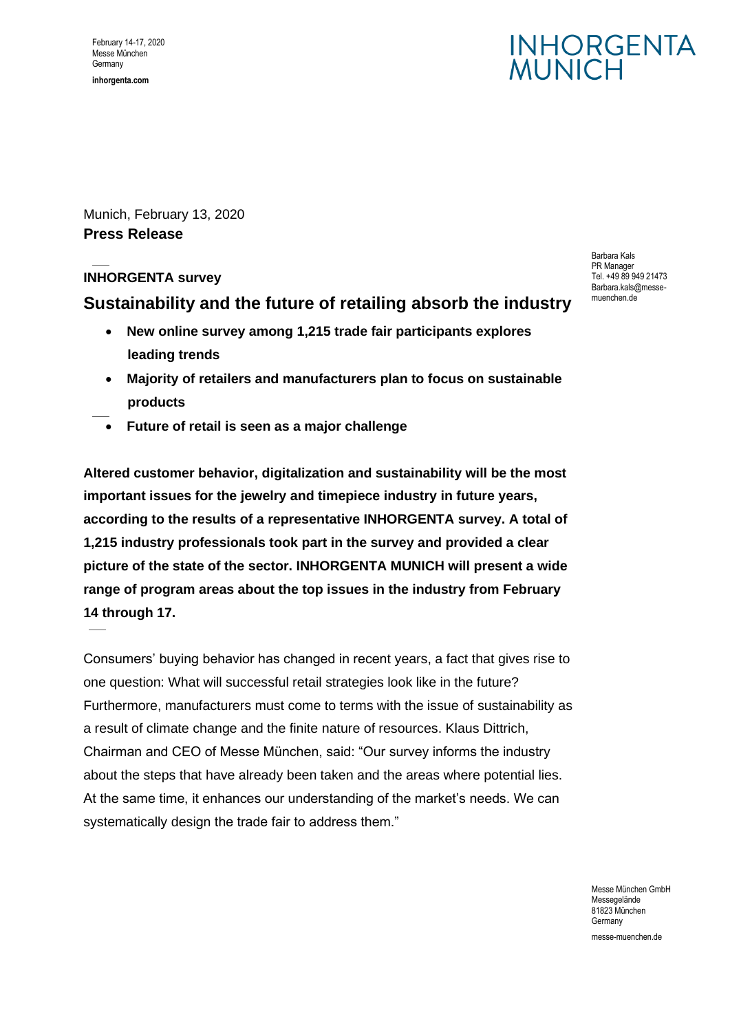February 14-17, 2020
Messe München
Germany

inhorgenta.com

INHORGENTA MUNICH

Barbara Kals
PR Manager
Tel. +49 89 949 21473
Barbara.kals@messe-muenchen.de

Munich, February 13, 2020
**Press Release**

**INHORGENTA survey**

## Sustainability and the future of retailing absorb the industry

- **New online survey among 1,215 trade fair participants explores leading trends**
- **Majority of retailers and manufacturers plan to focus on sustainable products**
- **Future of retail is seen as a major challenge**

**Altered customer behavior, digitalization and sustainability will be the most important issues for the jewelry and timepiece industry in future years, according to the results of a representative INHORGENTA survey. A total of 1,215 industry professionals took part in the survey and provided a clear picture of the state of the sector. INHORGENTA MUNICH will present a wide range of program areas about the top issues in the industry from February 14 through 17.**

Consumers' buying behavior has changed in recent years, a fact that gives rise to one question: What will successful retail strategies look like in the future? Furthermore, manufacturers must come to terms with the issue of sustainability as a result of climate change and the finite nature of resources. Klaus Dittrich, Chairman and CEO of Messe München, said: "Our survey informs the industry about the steps that have already been taken and the areas where potential lies. At the same time, it enhances our understanding of the market's needs. We can systematically design the trade fair to address them."

Messe München GmbH
Messegelände
81823 München
Germany

messe-muenchen.de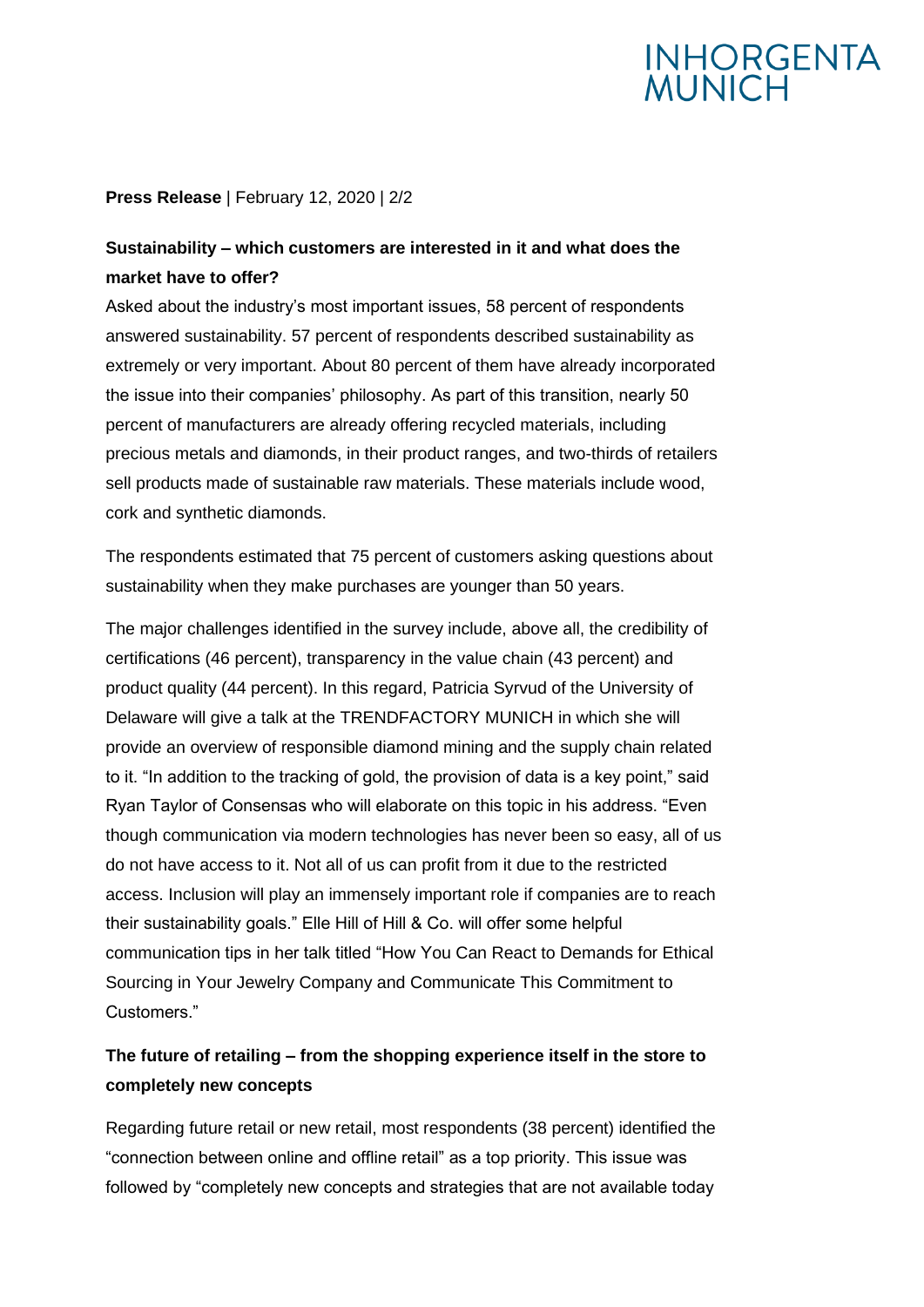**Press Release** | February 12, 2020 | 2/2

**Sustainability – which customers are interested in it and what does the market have to offer?**

Asked about the industry's most important issues, 58 percent of respondents answered sustainability. 57 percent of respondents described sustainability as extremely or very important. About 80 percent of them have already incorporated the issue into their companies' philosophy. As part of this transition, nearly 50 percent of manufacturers are already offering recycled materials, including precious metals and diamonds, in their product ranges, and two-thirds of retailers sell products made of sustainable raw materials. These materials include wood, cork and synthetic diamonds.

The respondents estimated that 75 percent of customers asking questions about sustainability when they make purchases are younger than 50 years.

The major challenges identified in the survey include, above all, the credibility of certifications (46 percent), transparency in the value chain (43 percent) and product quality (44 percent). In this regard, Patricia Syrvud of the University of Delaware will give a talk at the TRENDFACTORY MUNICH in which she will provide an overview of responsible diamond mining and the supply chain related to it. "In addition to the tracking of gold, the provision of data is a key point," said Ryan Taylor of Consensas who will elaborate on this topic in his address. "Even though communication via modern technologies has never been so easy, all of us do not have access to it. Not all of us can profit from it due to the restricted access. Inclusion will play an immensely important role if companies are to reach their sustainability goals." Elle Hill of Hill & Co. will offer some helpful communication tips in her talk titled "How You Can React to Demands for Ethical Sourcing in Your Jewelry Company and Communicate This Commitment to Customers."

**The future of retailing – from the shopping experience itself in the store to completely new concepts**

Regarding future retail or new retail, most respondents (38 percent) identified the "connection between online and offline retail" as a top priority. This issue was followed by "completely new concepts and strategies that are not available today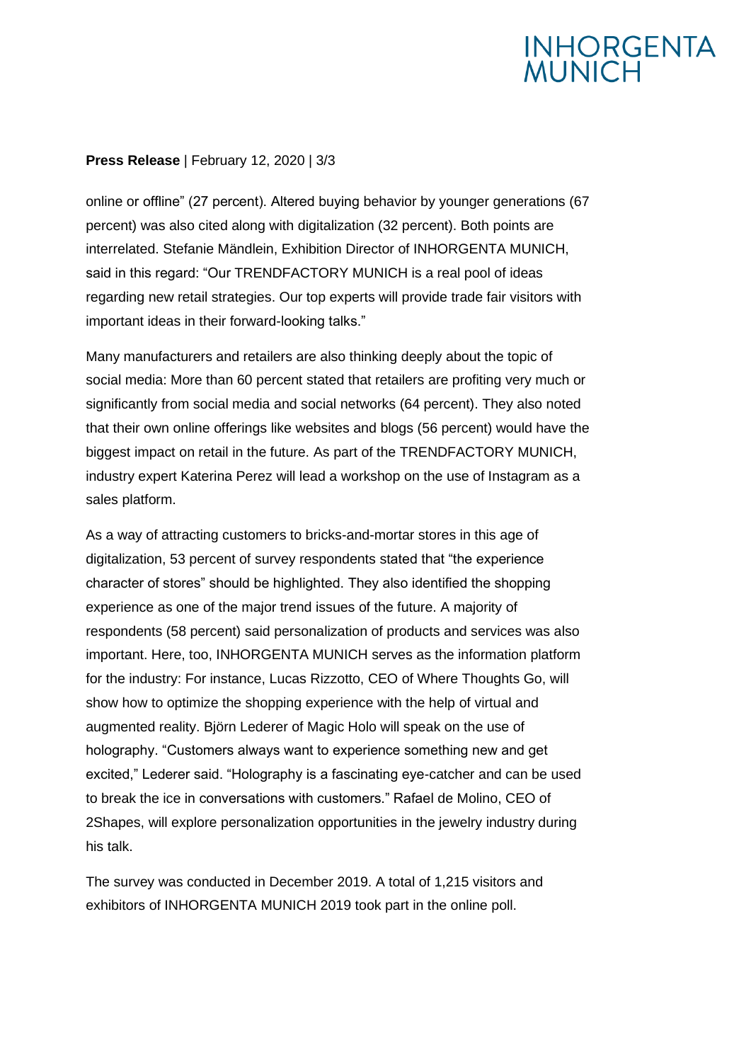online or offline" (27 percent). Altered buying behavior by younger generations (67 percent) was also cited along with digitalization (32 percent). Both points are interrelated. Stefanie Mändlein, Exhibition Director of INHORGENTA MUNICH, said in this regard: "Our TRENDFACTORY MUNICH is a real pool of ideas regarding new retail strategies. Our top experts will provide trade fair visitors with important ideas in their forward-looking talks."

Many manufacturers and retailers are also thinking deeply about the topic of social media: More than 60 percent stated that retailers are profiting very much or significantly from social media and social networks (64 percent). They also noted that their own online offerings like websites and blogs (56 percent) would have the biggest impact on retail in the future. As part of the TRENDFACTORY MUNICH, industry expert Katerina Perez will lead a workshop on the use of Instagram as a sales platform.

As a way of attracting customers to bricks-and-mortar stores in this age of digitalization, 53 percent of survey respondents stated that "the experience character of stores" should be highlighted. They also identified the shopping experience as one of the major trend issues of the future. A majority of respondents (58 percent) said personalization of products and services was also important. Here, too, INHORGENTA MUNICH serves as the information platform for the industry: For instance, Lucas Rizzotto, CEO of Where Thoughts Go, will show how to optimize the shopping experience with the help of virtual and augmented reality. Björn Lederer of Magic Holo will speak on the use of holography. "Customers always want to experience something new and get excited," Lederer said. "Holography is a fascinating eye-catcher and can be used to break the ice in conversations with customers." Rafael de Molino, CEO of 2Shapes, will explore personalization opportunities in the jewelry industry during his talk.

The survey was conducted in December 2019. A total of 1,215 visitors and exhibitors of INHORGENTA MUNICH 2019 took part in the online poll.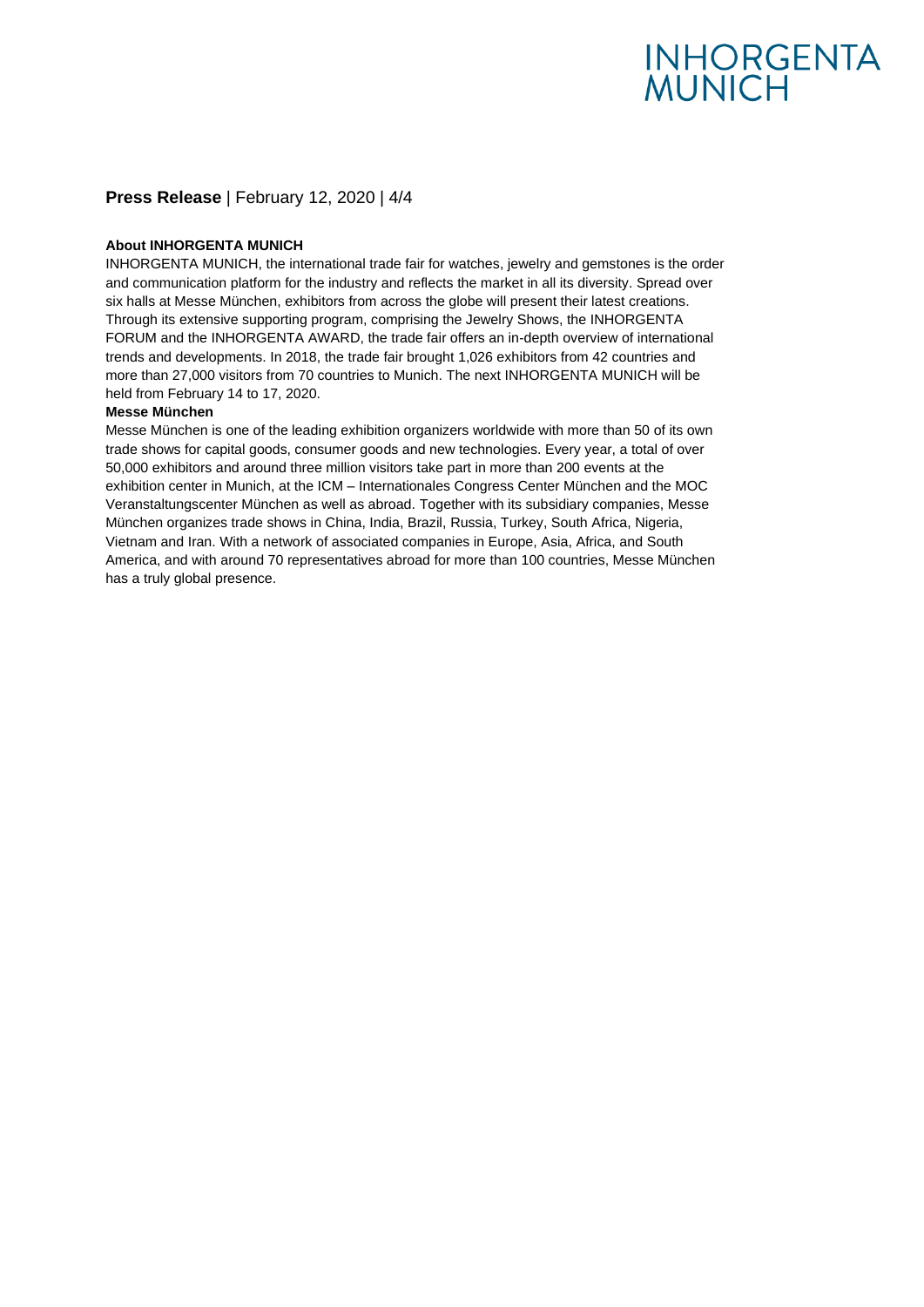**Press Release** | February 12, 2020

**About INHORGENTA MUNICH**

INHORGENTA MUNICH, the international trade fair for watches, jewelry and gemstones is the order and communication platform for the industry and reflects the market in all its diversity. Spread over six halls at Messe München, exhibitors from across the globe will present their latest creations. Through its extensive supporting program, comprising the Jewelry Shows, the INHORGENTA FORUM and the INHORGENTA AWARD, the trade fair offers an in-depth overview of international trends and developments. In 2018, the trade fair brought 1,026 exhibitors from 42 countries and more than 27,000 visitors from 70 countries to Munich. The next INHORGENTA MUNICH will be held from February 14 to 17, 2020.

**Messe München**

Messe München is one of the leading exhibition organizers worldwide with more than 50 of its own trade shows for capital goods, consumer goods and new technologies. Every year, a total of over 50,000 exhibitors and around three million visitors take part in more than 200 events at the exhibition center in Munich, at the ICM – Internationales Congress Center München and the MOC Veranstaltungscenter München as well as abroad. Together with its subsidiary companies, Messe München organizes trade shows in China, India, Brazil, Russia, Turkey, South Africa, Nigeria, Vietnam and Iran. With a network of associated companies in Europe, Asia, Africa, and South America, and with around 70 representatives abroad for more than 100 countries, Messe München has a truly global presence.